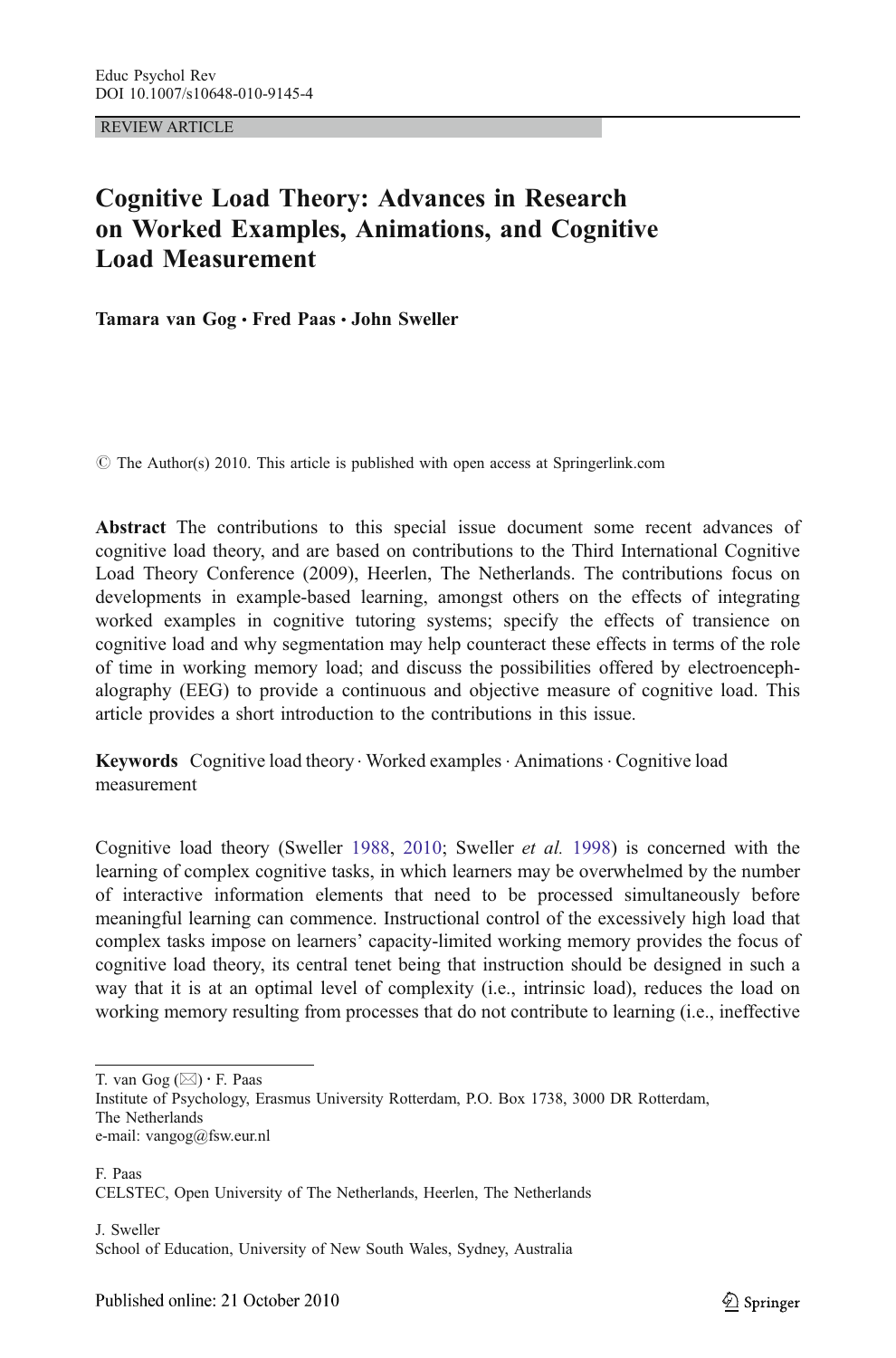REVIEW ARTICLE

# Cognitive Load Theory: Advances in Research on Worked Examples, Animations, and Cognitive Load Measurement

**Tamara van Gog · Fred Paas · John Sweller**

© The Author(s) 2010. This article is published with open access at Springerlink.com

**Abstract** The contributions to this special issue document some recent advances of cognitive load theory, and are based on contributions to the Third International Cognitive Load Theory Conference (2009), Heerlen, The Netherlands. The contributions focus on developments in example-based learning, amongst others on the effects of integrating worked examples in cognitive tutoring systems; specify the effects of transience on cognitive load and why segmentation may help counteract these effects in terms of the role of time in working memory load; and discuss the possibilities offered by electroencephalography (EEG) to provide a continuous and objective measure of cognitive load. This article provides a short introduction to the contributions in this issue.

**Keywords** Cognitive load theory · Worked examples · Animations · Cognitive load measurement

Cognitive load theory (Sweller 1988, 2010; Sweller *et al.* 1998) is concerned with the learning of complex cognitive tasks, in which learners may be overwhelmed by the number of interactive information elements that need to be processed simultaneously before meaningful learning can commence. Instructional control of the excessively high load that complex tasks impose on learners' capacity-limited working memory provides the focus of cognitive load theory, its central tenet being that instruction should be designed in such a way that it is at an optimal level of complexity (i.e., intrinsic load), reduces the load on working memory resulting from processes that do not contribute to learning (i.e., ineffective

T. van Gog (✉) · F. Paas
Institute of Psychology, Erasmus University Rotterdam, P.O. Box 1738, 3000 DR Rotterdam, The Netherlands
e-mail: vangog@fsw.eur.nl

F. Paas
CELSTEC, Open University of The Netherlands, Heerlen, The Netherlands

J. Sweller
School of Education, University of New South Wales, Sydney, Australia

Published online: 21 October 2010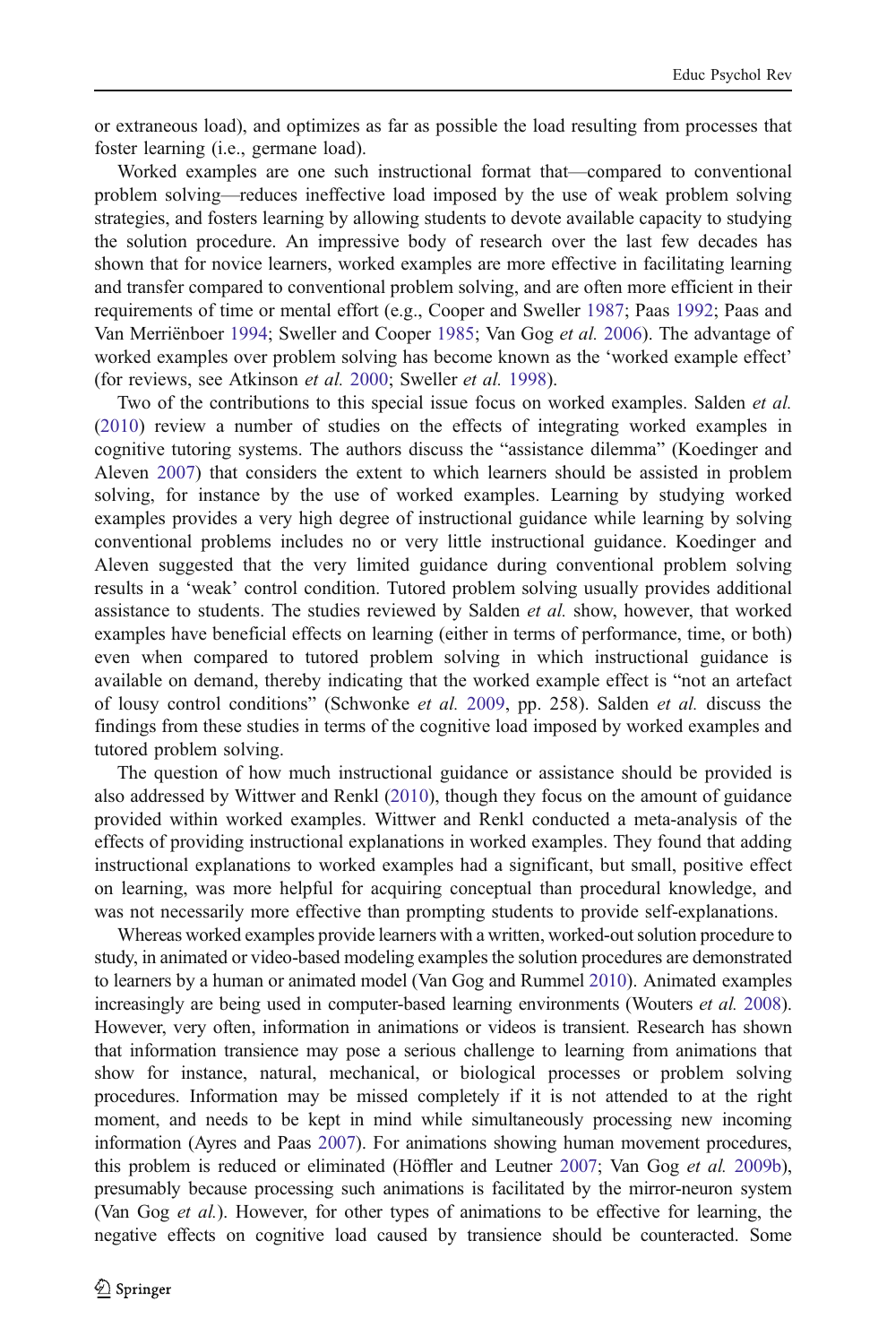or extraneous load), and optimizes as far as possible the load resulting from processes that foster learning (i.e., germane load).

Worked examples are one such instructional format that—compared to conventional problem solving—reduces ineffective load imposed by the use of weak problem solving strategies, and fosters learning by allowing students to devote available capacity to studying the solution procedure. An impressive body of research over the last few decades has shown that for novice learners, worked examples are more effective in facilitating learning and transfer compared to conventional problem solving, and are often more efficient in their requirements of time or mental effort (e.g., Cooper and Sweller 1987; Paas 1992; Paas and Van Merriënboer 1994; Sweller and Cooper 1985; Van Gog *et al.* 2006). The advantage of worked examples over problem solving has become known as the 'worked example effect' (for reviews, see Atkinson *et al.* 2000; Sweller *et al.* 1998).

Two of the contributions to this special issue focus on worked examples. Salden *et al.* (2010) review a number of studies on the effects of integrating worked examples in cognitive tutoring systems. The authors discuss the "assistance dilemma" (Koedinger and Aleven 2007) that considers the extent to which learners should be assisted in problem solving, for instance by the use of worked examples. Learning by studying worked examples provides a very high degree of instructional guidance while learning by solving conventional problems includes no or very little instructional guidance. Koedinger and Aleven suggested that the very limited guidance during conventional problem solving results in a 'weak' control condition. Tutored problem solving usually provides additional assistance to students. The studies reviewed by Salden *et al.* show, however, that worked examples have beneficial effects on learning (either in terms of performance, time, or both) even when compared to tutored problem solving in which instructional guidance is available on demand, thereby indicating that the worked example effect is "not an artefact of lousy control conditions" (Schwonke *et al.* 2009, pp. 258). Salden *et al.* discuss the findings from these studies in terms of the cognitive load imposed by worked examples and tutored problem solving.

The question of how much instructional guidance or assistance should be provided is also addressed by Wittwer and Renkl (2010), though they focus on the amount of guidance provided within worked examples. Wittwer and Renkl conducted a meta-analysis of the effects of providing instructional explanations in worked examples. They found that adding instructional explanations to worked examples had a significant, but small, positive effect on learning, was more helpful for acquiring conceptual than procedural knowledge, and was not necessarily more effective than prompting students to provide self-explanations.

Whereas worked examples provide learners with a written, worked-out solution procedure to study, in animated or video-based modeling examples the solution procedures are demonstrated to learners by a human or animated model (Van Gog and Rummel 2010). Animated examples increasingly are being used in computer-based learning environments (Wouters *et al.* 2008). However, very often, information in animations or videos is transient. Research has shown that information transience may pose a serious challenge to learning from animations that show for instance, natural, mechanical, or biological processes or problem solving procedures. Information may be missed completely if it is not attended to at the right moment, and needs to be kept in mind while simultaneously processing new incoming information (Ayres and Paas 2007). For animations showing human movement procedures, this problem is reduced or eliminated (Höffler and Leutner 2007; Van Gog *et al.* 2009b), presumably because processing such animations is facilitated by the mirror-neuron system (Van Gog *et al.*). However, for other types of animations to be effective for learning, the negative effects on cognitive load caused by transience should be counteracted. Some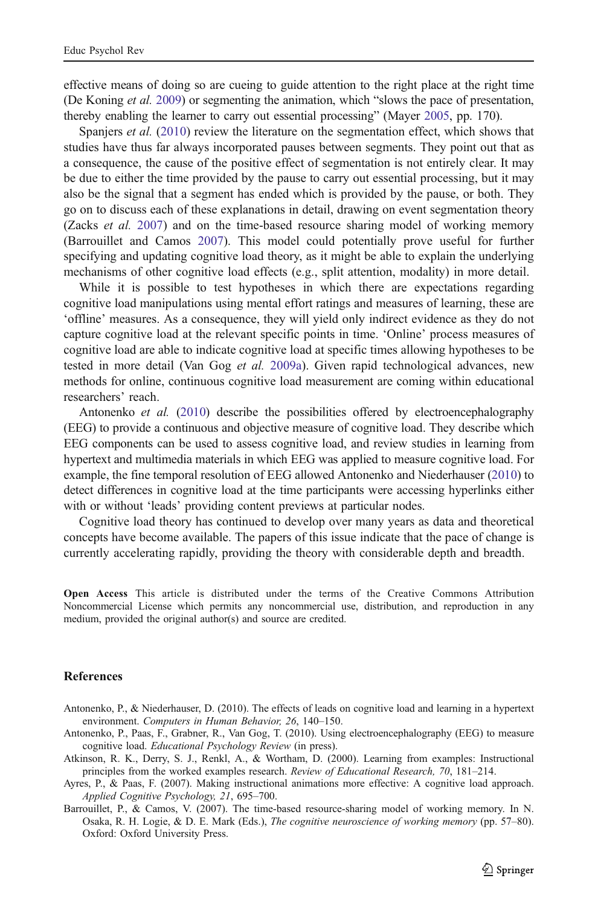effective means of doing so are cueing to guide attention to the right place at the right time (De Koning *et al.* 2009) or segmenting the animation, which "slows the pace of presentation, thereby enabling the learner to carry out essential processing" (Mayer 2005, pp. 170).

Spanjers *et al.* (2010) review the literature on the segmentation effect, which shows that studies have thus far always incorporated pauses between segments. They point out that as a consequence, the cause of the positive effect of segmentation is not entirely clear. It may be due to either the time provided by the pause to carry out essential processing, but it may also be the signal that a segment has ended which is provided by the pause, or both. They go on to discuss each of these explanations in detail, drawing on event segmentation theory (Zacks *et al.* 2007) and on the time-based resource sharing model of working memory (Barrouillet and Camos 2007). This model could potentially prove useful for further specifying and updating cognitive load theory, as it might be able to explain the underlying mechanisms of other cognitive load effects (e.g., split attention, modality) in more detail.

While it is possible to test hypotheses in which there are expectations regarding cognitive load manipulations using mental effort ratings and measures of learning, these are 'offline' measures. As a consequence, they will yield only indirect evidence as they do not capture cognitive load at the relevant specific points in time. 'Online' process measures of cognitive load are able to indicate cognitive load at specific times allowing hypotheses to be tested in more detail (Van Gog *et al.* 2009a). Given rapid technological advances, new methods for online, continuous cognitive load measurement are coming within educational researchers' reach.

Antonenko *et al.* (2010) describe the possibilities offered by electroencephalography (EEG) to provide a continuous and objective measure of cognitive load. They describe which EEG components can be used to assess cognitive load, and review studies in learning from hypertext and multimedia materials in which EEG was applied to measure cognitive load. For example, the fine temporal resolution of EEG allowed Antonenko and Niederhauser (2010) to detect differences in cognitive load at the time participants were accessing hyperlinks either with or without 'leads' providing content previews at particular nodes.

Cognitive load theory has continued to develop over many years as data and theoretical concepts have become available. The papers of this issue indicate that the pace of change is currently accelerating rapidly, providing the theory with considerable depth and breadth.

**Open Access** This article is distributed under the terms of the Creative Commons Attribution Noncommercial License which permits any noncommercial use, distribution, and reproduction in any medium, provided the original author(s) and source are credited.

## References

Antonenko, P., & Niederhauser, D. (2010). The effects of leads on cognitive load and learning in a hypertext environment. *Computers in Human Behavior, 26*, 140–150.

Antonenko, P., Paas, F., Grabner, R., Van Gog, T. (2010). Using electroencephalography (EEG) to measure cognitive load. *Educational Psychology Review* (in press).

Atkinson, R. K., Derry, S. J., Renkl, A., & Wortham, D. (2000). Learning from examples: Instructional principles from the worked examples research. *Review of Educational Research, 70*, 181–214.

Ayres, P., & Paas, F. (2007). Making instructional animations more effective: A cognitive load approach. *Applied Cognitive Psychology, 21*, 695–700.

Barrouillet, P., & Camos, V. (2007). The time-based resource-sharing model of working memory. In N. Osaka, R. H. Logie, & D. E. Mark (Eds.), *The cognitive neuroscience of working memory* (pp. 57–80). Oxford: Oxford University Press.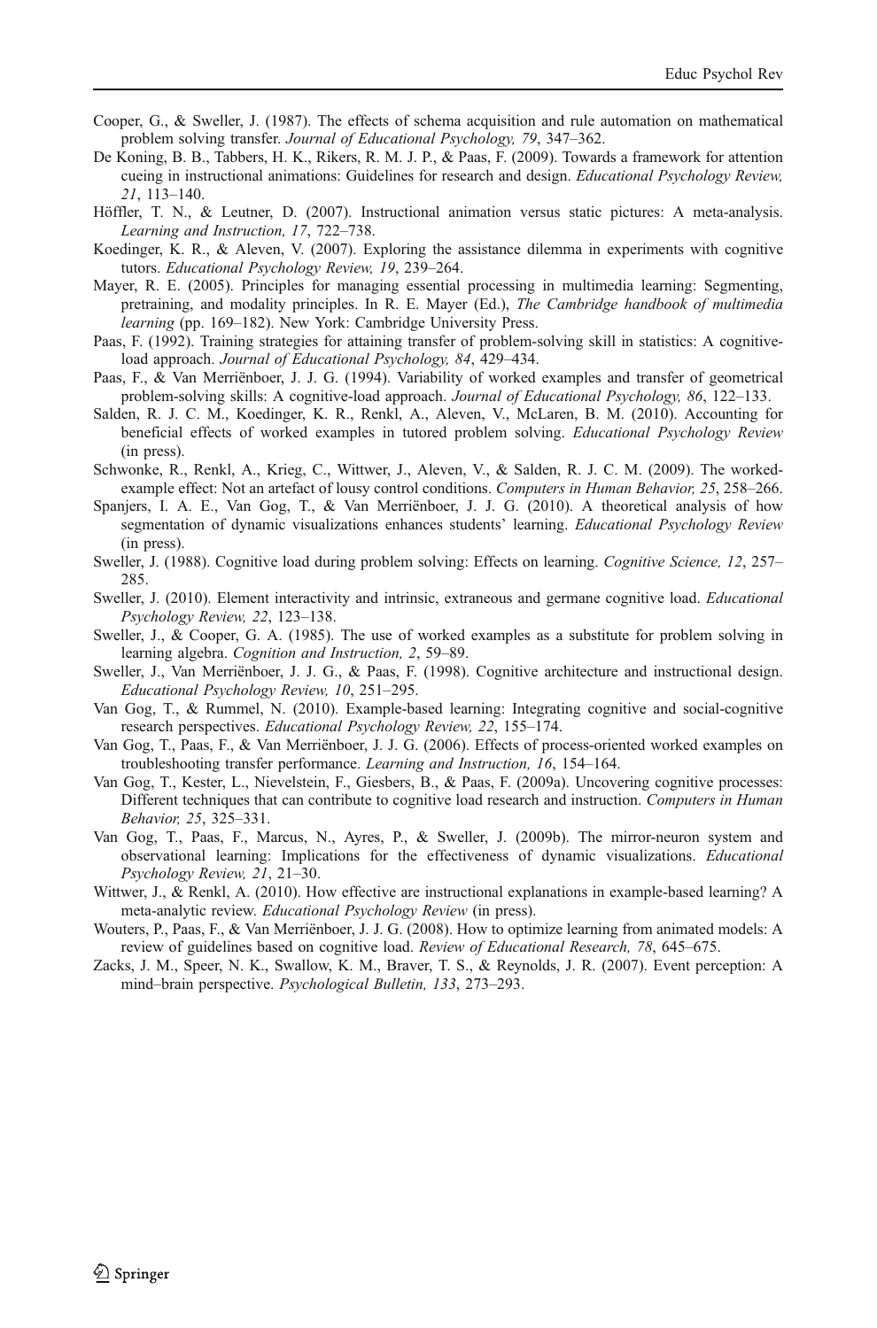Cooper, G., & Sweller, J. (1987). The effects of schema acquisition and rule automation on mathematical problem solving transfer. *Journal of Educational Psychology, 79*, 347–362.

De Koning, B. B., Tabbers, H. K., Rikers, R. M. J. P., & Paas, F. (2009). Towards a framework for attention cueing in instructional animations: Guidelines for research and design. *Educational Psychology Review, 21*, 113–140.

Höffler, T. N., & Leutner, D. (2007). Instructional animation versus static pictures: A meta-analysis. *Learning and Instruction, 17*, 722–738.

Koedinger, K. R., & Aleven, V. (2007). Exploring the assistance dilemma in experiments with cognitive tutors. *Educational Psychology Review, 19*, 239–264.

Mayer, R. E. (2005). Principles for managing essential processing in multimedia learning: Segmenting, pretraining, and modality principles. In R. E. Mayer (Ed.), *The Cambridge handbook of multimedia learning* (pp. 169–182). New York: Cambridge University Press.

Paas, F. (1992). Training strategies for attaining transfer of problem-solving skill in statistics: A cognitive-load approach. *Journal of Educational Psychology, 84*, 429–434.

Paas, F., & Van Merriënboer, J. J. G. (1994). Variability of worked examples and transfer of geometrical problem-solving skills: A cognitive-load approach. *Journal of Educational Psychology, 86*, 122–133.

Salden, R. J. C. M., Koedinger, K. R., Renkl, A., Aleven, V., McLaren, B. M. (2010). Accounting for beneficial effects of worked examples in tutored problem solving. *Educational Psychology Review* (in press).

Schwonke, R., Renkl, A., Krieg, C., Wittwer, J., Aleven, V., & Salden, R. J. C. M. (2009). The worked-example effect: Not an artefact of lousy control conditions. *Computers in Human Behavior, 25*, 258–266.

Spanjers, I. A. E., Van Gog, T., & Van Merriënboer, J. J. G. (2010). A theoretical analysis of how segmentation of dynamic visualizations enhances students' learning. *Educational Psychology Review* (in press).

Sweller, J. (1988). Cognitive load during problem solving: Effects on learning. *Cognitive Science, 12*, 257–285.

Sweller, J. (2010). Element interactivity and intrinsic, extraneous and germane cognitive load. *Educational Psychology Review, 22*, 123–138.

Sweller, J., & Cooper, G. A. (1985). The use of worked examples as a substitute for problem solving in learning algebra. *Cognition and Instruction, 2*, 59–89.

Sweller, J., Van Merriënboer, J. J. G., & Paas, F. (1998). Cognitive architecture and instructional design. *Educational Psychology Review, 10*, 251–295.

Van Gog, T., & Rummel, N. (2010). Example-based learning: Integrating cognitive and social-cognitive research perspectives. *Educational Psychology Review, 22*, 155–174.

Van Gog, T., Paas, F., & Van Merriënboer, J. J. G. (2006). Effects of process-oriented worked examples on troubleshooting transfer performance. *Learning and Instruction, 16*, 154–164.

Van Gog, T., Kester, L., Nievelstein, F., Giesbers, B., & Paas, F. (2009a). Uncovering cognitive processes: Different techniques that can contribute to cognitive load research and instruction. *Computers in Human Behavior, 25*, 325–331.

Van Gog, T., Paas, F., Marcus, N., Ayres, P., & Sweller, J. (2009b). The mirror-neuron system and observational learning: Implications for the effectiveness of dynamic visualizations. *Educational Psychology Review, 21*, 21–30.

Wittwer, J., & Renkl, A. (2010). How effective are instructional explanations in example-based learning? A meta-analytic review. *Educational Psychology Review* (in press).

Wouters, P., Paas, F., & Van Merriënboer, J. J. G. (2008). How to optimize learning from animated models: A review of guidelines based on cognitive load. *Review of Educational Research, 78*, 645–675.

Zacks, J. M., Speer, N. K., Swallow, K. M., Braver, T. S., & Reynolds, J. R. (2007). Event perception: A mind–brain perspective. *Psychological Bulletin, 133*, 273–293.